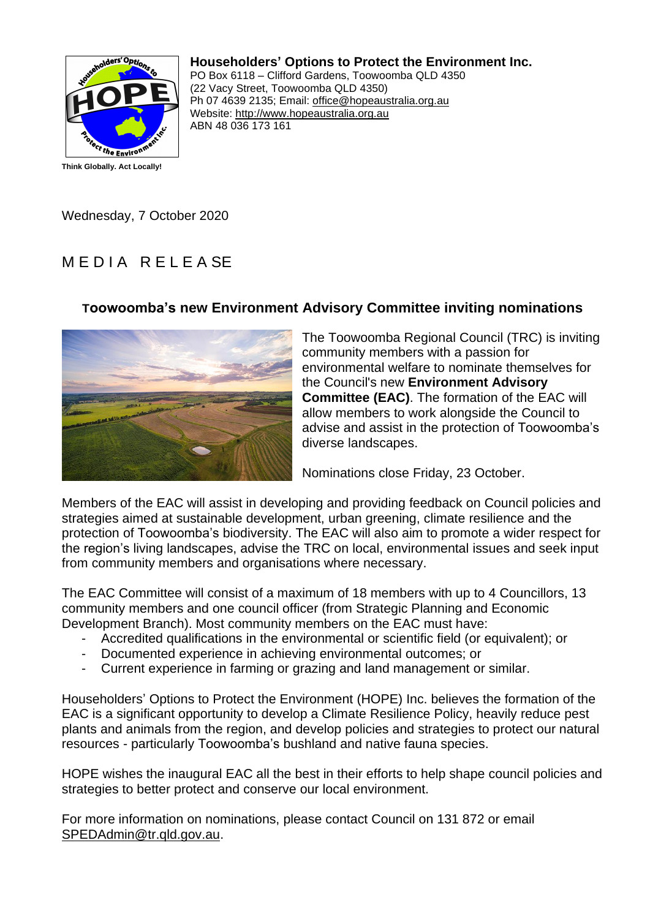**Householders' Options to Protect the Environment Inc.**
PO Box 6118 – Clifford Gardens, Toowoomba QLD 4350
(22 Vacy Street, Toowoomba QLD 4350)
Ph 07 4639 2135; Email: office@hopeaustralia.org.au
Website: http://www.hopeaustralia.org.au
ABN 48 036 173 161

**Think Globally. Act Locally!**

Wednesday, 7 October 2020

# MEDIA RELEASE

## Toowoomba's new Environment Advisory Committee inviting nominations

The Toowoomba Regional Council (TRC) is inviting community members with a passion for environmental welfare to nominate themselves for the Council's new **Environment Advisory Committee (EAC)**. The formation of the EAC will allow members to work alongside the Council to advise and assist in the protection of Toowoomba's diverse landscapes.

Nominations close Friday, 23 October.

Members of the EAC will assist in developing and providing feedback on Council policies and strategies aimed at sustainable development, urban greening, climate resilience and the protection of Toowoomba's biodiversity. The EAC will also aim to promote a wider respect for the region's living landscapes, advise the TRC on local, environmental issues and seek input from community members and organisations where necessary.

The EAC Committee will consist of a maximum of 18 members with up to 4 Councillors, 13 community members and one council officer (from Strategic Planning and Economic Development Branch). Most community members on the EAC must have:

- Accredited qualifications in the environmental or scientific field (or equivalent); or
- Documented experience in achieving environmental outcomes; or
- Current experience in farming or grazing and land management or similar.

Householders' Options to Protect the Environment (HOPE) Inc. believes the formation of the EAC is a significant opportunity to develop a Climate Resilience Policy, heavily reduce pest plants and animals from the region, and develop policies and strategies to protect our natural resources - particularly Toowoomba's bushland and native fauna species.

HOPE wishes the inaugural EAC all the best in their efforts to help shape council policies and strategies to better protect and conserve our local environment.

For more information on nominations, please contact Council on 131 872 or email SPEDAdmin@tr.qld.gov.au.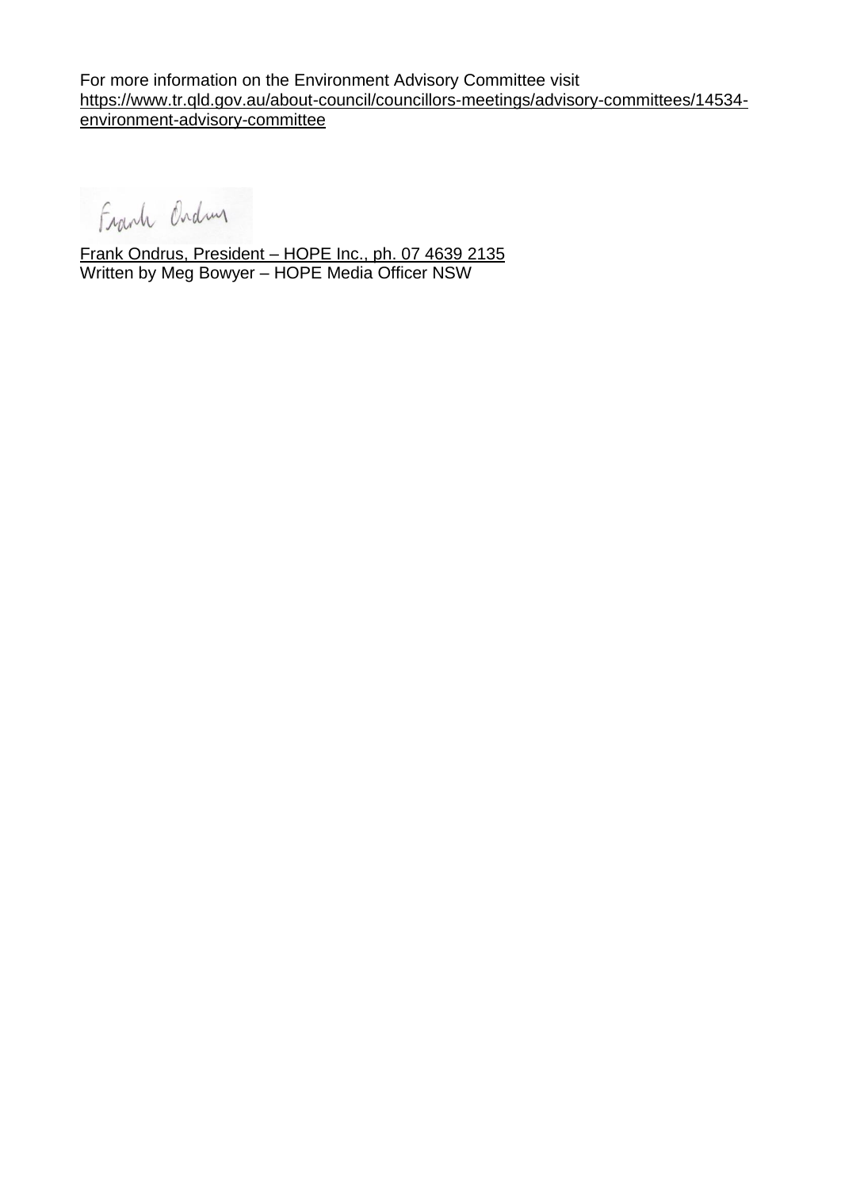For more information on the Environment Advisory Committee visit
https://www.tr.qld.gov.au/about-council/councillors-meetings/advisory-committees/14534-environment-advisory-committee

Frank Ondrus, President – HOPE Inc., ph. 07 4639 2135
Written by Meg Bowyer – HOPE Media Officer NSW